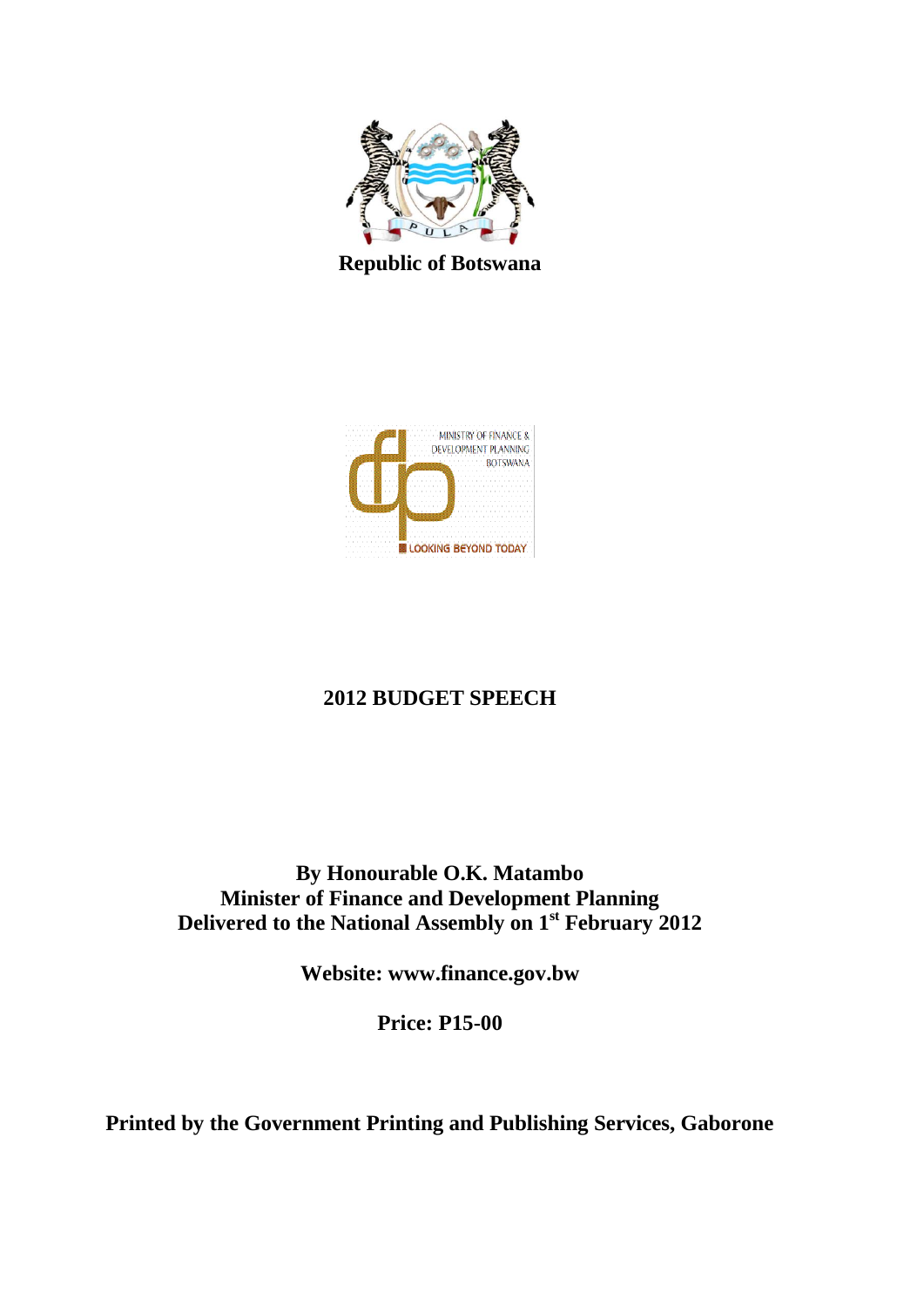**Republic of Botswana**

MINISTRY OF FINANCE & DEVELOPMENT PLANNING BOTSWANA

LOOKING BEYOND TODAY

# 2012 BUDGET SPEECH

**By Honourable O.K. Matambo**
**Minister of Finance and Development Planning**
**Delivered to the National Assembly on 1st February 2012**

**Website: www.finance.gov.bw**

**Price: P15-00**

**Printed by the Government Printing and Publishing Services, Gaborone**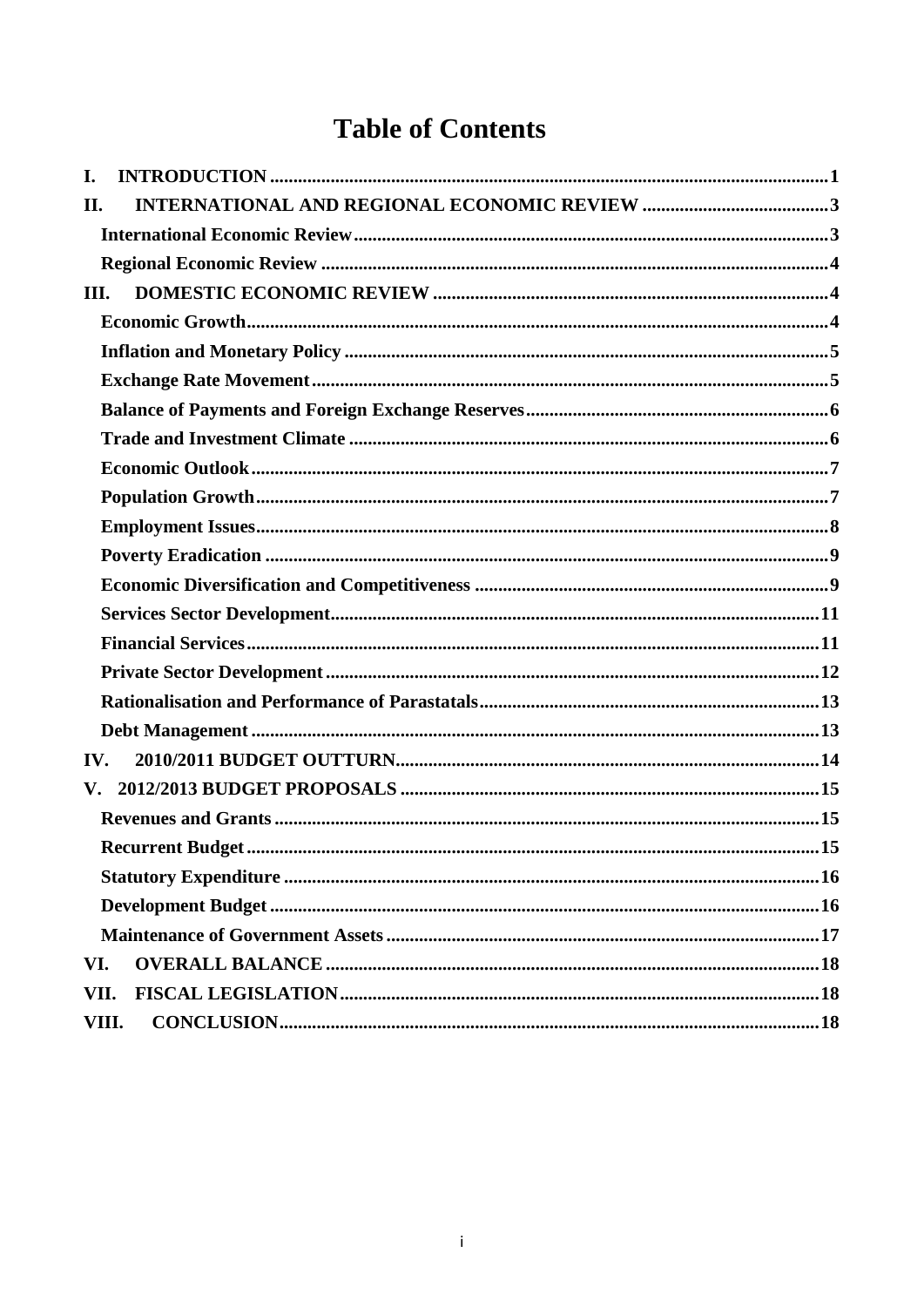# Table of Contents

- **I. INTRODUCTION** ..... 1
- **II. INTERNATIONAL AND REGIONAL ECONOMIC REVIEW** ..... 3
  - **International Economic Review** ..... 3
  - **Regional Economic Review** ..... 4
- **III. DOMESTIC ECONOMIC REVIEW** ..... 4
  - **Economic Growth** ..... 4
  - **Inflation and Monetary Policy** ..... 5
  - **Exchange Rate Movement** ..... 5
  - **Balance of Payments and Foreign Exchange Reserves** ..... 6
  - **Trade and Investment Climate** ..... 6
  - **Economic Outlook** ..... 7
  - **Population Growth** ..... 7
  - **Employment Issues** ..... 8
  - **Poverty Eradication** ..... 9
  - **Economic Diversification and Competitiveness** ..... 9
  - **Services Sector Development** ..... 11
  - **Financial Services** ..... 11
  - **Private Sector Development** ..... 12
  - **Rationalisation and Performance of Parastatals** ..... 13
  - **Debt Management** ..... 13
- **IV. 2010/2011 BUDGET OUTTURN** ..... 14
- **V. 2012/2013 BUDGET PROPOSALS** ..... 15
  - **Revenues and Grants** ..... 15
  - **Recurrent Budget** ..... 15
  - **Statutory Expenditure** ..... 16
  - **Development Budget** ..... 16
  - **Maintenance of Government Assets** ..... 17
- **VI. OVERALL BALANCE** ..... 18
- **VII. FISCAL LEGISLATION** ..... 18
- **VIII. CONCLUSION** ..... 18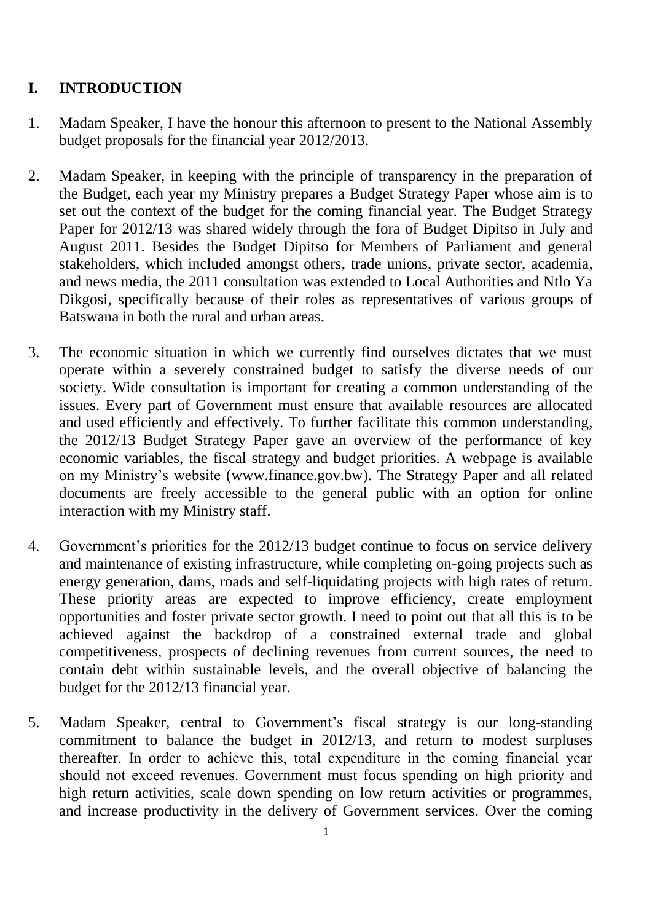## I. INTRODUCTION

1. Madam Speaker, I have the honour this afternoon to present to the National Assembly budget proposals for the financial year 2012/2013.

2. Madam Speaker, in keeping with the principle of transparency in the preparation of the Budget, each year my Ministry prepares a Budget Strategy Paper whose aim is to set out the context of the budget for the coming financial year. The Budget Strategy Paper for 2012/13 was shared widely through the fora of Budget Dipitso in July and August 2011. Besides the Budget Dipitso for Members of Parliament and general stakeholders, which included amongst others, trade unions, private sector, academia, and news media, the 2011 consultation was extended to Local Authorities and Ntlo Ya Dikgosi, specifically because of their roles as representatives of various groups of Batswana in both the rural and urban areas.

3. The economic situation in which we currently find ourselves dictates that we must operate within a severely constrained budget to satisfy the diverse needs of our society. Wide consultation is important for creating a common understanding of the issues. Every part of Government must ensure that available resources are allocated and used efficiently and effectively. To further facilitate this common understanding, the 2012/13 Budget Strategy Paper gave an overview of the performance of key economic variables, the fiscal strategy and budget priorities. A webpage is available on my Ministry's website (www.finance.gov.bw). The Strategy Paper and all related documents are freely accessible to the general public with an option for online interaction with my Ministry staff.

4. Government's priorities for the 2012/13 budget continue to focus on service delivery and maintenance of existing infrastructure, while completing on-going projects such as energy generation, dams, roads and self-liquidating projects with high rates of return. These priority areas are expected to improve efficiency, create employment opportunities and foster private sector growth. I need to point out that all this is to be achieved against the backdrop of a constrained external trade and global competitiveness, prospects of declining revenues from current sources, the need to contain debt within sustainable levels, and the overall objective of balancing the budget for the 2012/13 financial year.

5. Madam Speaker, central to Government's fiscal strategy is our long-standing commitment to balance the budget in 2012/13, and return to modest surpluses thereafter. In order to achieve this, total expenditure in the coming financial year should not exceed revenues. Government must focus spending on high priority and high return activities, scale down spending on low return activities or programmes, and increase productivity in the delivery of Government services. Over the coming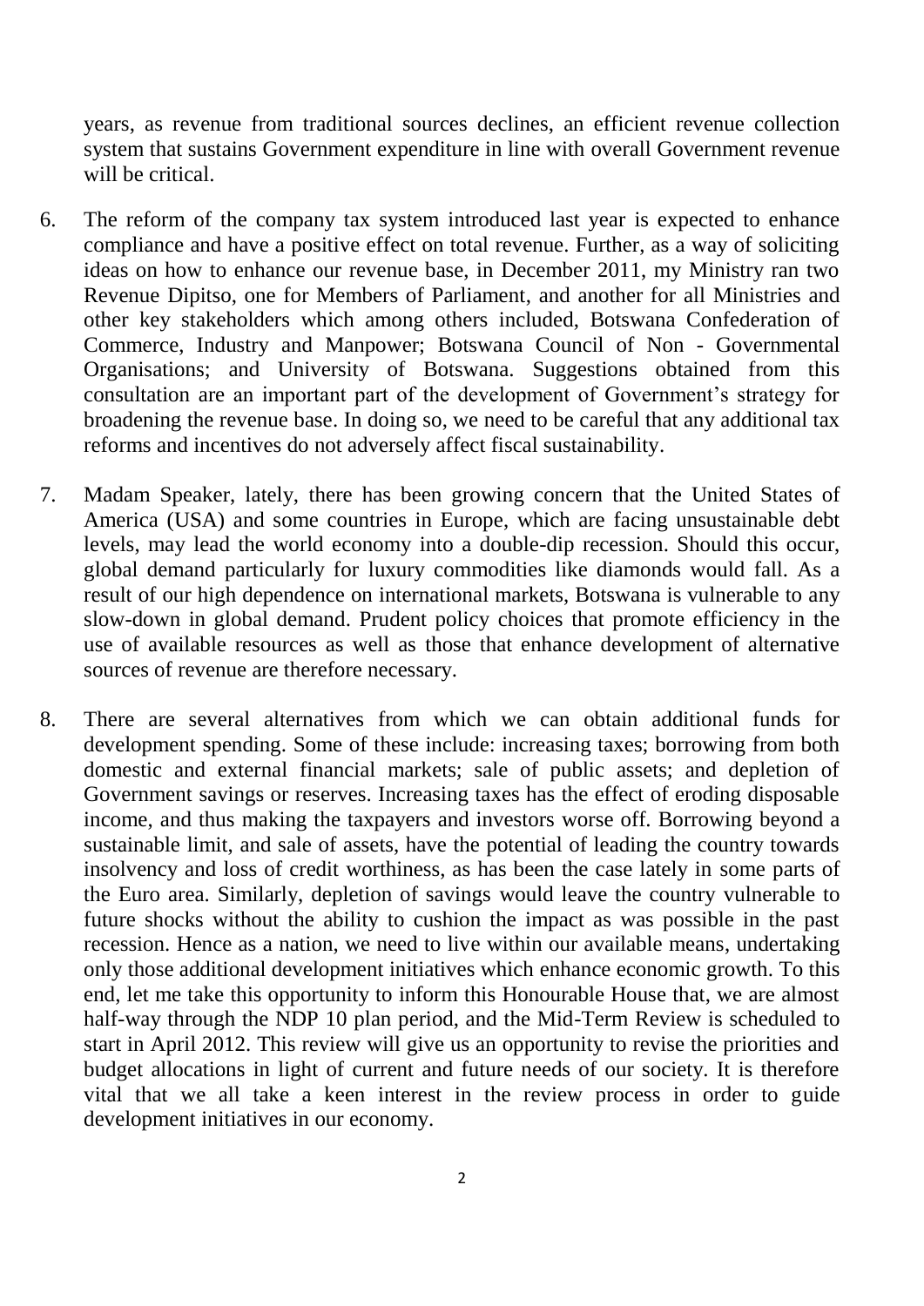years, as revenue from traditional sources declines, an efficient revenue collection system that sustains Government expenditure in line with overall Government revenue will be critical.

6. The reform of the company tax system introduced last year is expected to enhance compliance and have a positive effect on total revenue. Further, as a way of soliciting ideas on how to enhance our revenue base, in December 2011, my Ministry ran two Revenue Dipitso, one for Members of Parliament, and another for all Ministries and other key stakeholders which among others included, Botswana Confederation of Commerce, Industry and Manpower; Botswana Council of Non - Governmental Organisations; and University of Botswana. Suggestions obtained from this consultation are an important part of the development of Government's strategy for broadening the revenue base. In doing so, we need to be careful that any additional tax reforms and incentives do not adversely affect fiscal sustainability.

7. Madam Speaker, lately, there has been growing concern that the United States of America (USA) and some countries in Europe, which are facing unsustainable debt levels, may lead the world economy into a double-dip recession. Should this occur, global demand particularly for luxury commodities like diamonds would fall. As a result of our high dependence on international markets, Botswana is vulnerable to any slow-down in global demand. Prudent policy choices that promote efficiency in the use of available resources as well as those that enhance development of alternative sources of revenue are therefore necessary.

8. There are several alternatives from which we can obtain additional funds for development spending. Some of these include: increasing taxes; borrowing from both domestic and external financial markets; sale of public assets; and depletion of Government savings or reserves. Increasing taxes has the effect of eroding disposable income, and thus making the taxpayers and investors worse off. Borrowing beyond a sustainable limit, and sale of assets, have the potential of leading the country towards insolvency and loss of credit worthiness, as has been the case lately in some parts of the Euro area. Similarly, depletion of savings would leave the country vulnerable to future shocks without the ability to cushion the impact as was possible in the past recession. Hence as a nation, we need to live within our available means, undertaking only those additional development initiatives which enhance economic growth. To this end, let me take this opportunity to inform this Honourable House that, we are almost half-way through the NDP 10 plan period, and the Mid-Term Review is scheduled to start in April 2012. This review will give us an opportunity to revise the priorities and budget allocations in light of current and future needs of our society. It is therefore vital that we all take a keen interest in the review process in order to guide development initiatives in our economy.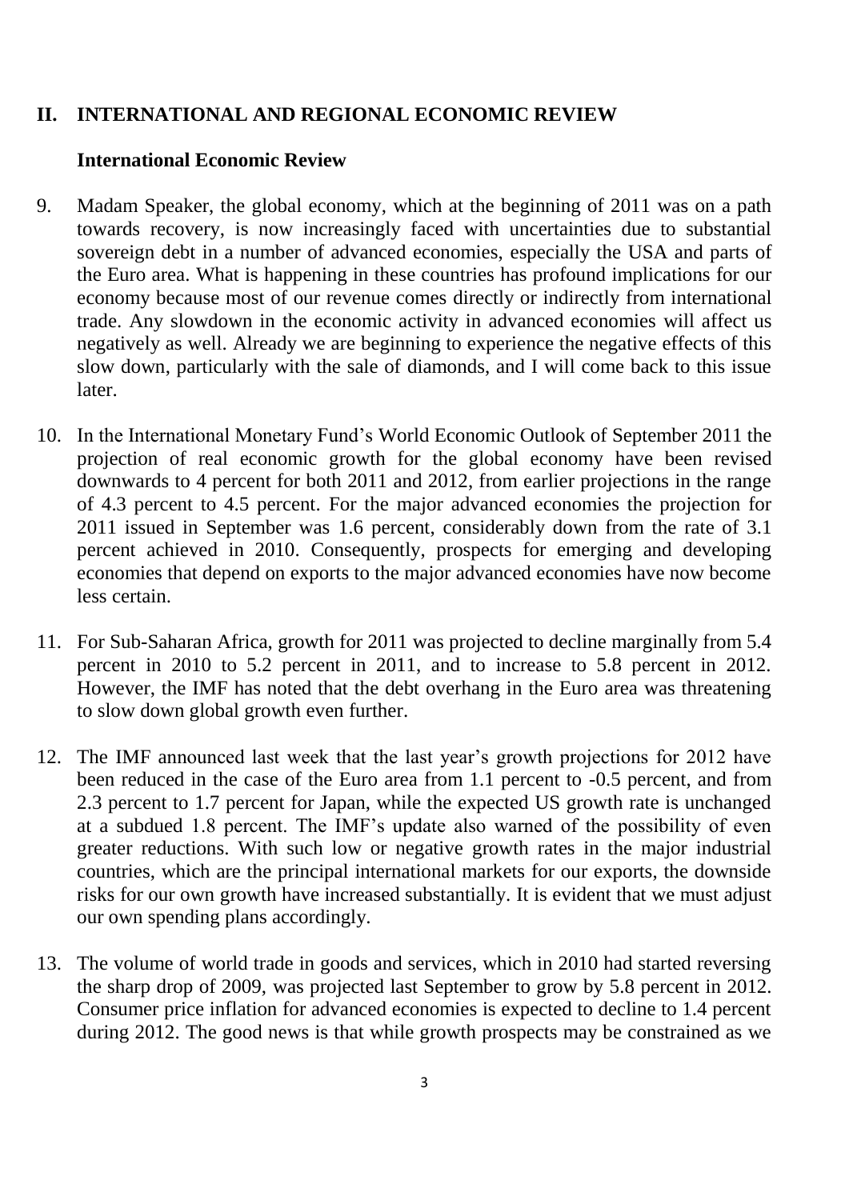## II. INTERNATIONAL AND REGIONAL ECONOMIC REVIEW

### International Economic Review

9. Madam Speaker, the global economy, which at the beginning of 2011 was on a path towards recovery, is now increasingly faced with uncertainties due to substantial sovereign debt in a number of advanced economies, especially the USA and parts of the Euro area. What is happening in these countries has profound implications for our economy because most of our revenue comes directly or indirectly from international trade. Any slowdown in the economic activity in advanced economies will affect us negatively as well. Already we are beginning to experience the negative effects of this slow down, particularly with the sale of diamonds, and I will come back to this issue later.

10. In the International Monetary Fund's World Economic Outlook of September 2011 the projection of real economic growth for the global economy have been revised downwards to 4 percent for both 2011 and 2012, from earlier projections in the range of 4.3 percent to 4.5 percent. For the major advanced economies the projection for 2011 issued in September was 1.6 percent, considerably down from the rate of 3.1 percent achieved in 2010. Consequently, prospects for emerging and developing economies that depend on exports to the major advanced economies have now become less certain.

11. For Sub-Saharan Africa, growth for 2011 was projected to decline marginally from 5.4 percent in 2010 to 5.2 percent in 2011, and to increase to 5.8 percent in 2012. However, the IMF has noted that the debt overhang in the Euro area was threatening to slow down global growth even further.

12. The IMF announced last week that the last year's growth projections for 2012 have been reduced in the case of the Euro area from 1.1 percent to -0.5 percent, and from 2.3 percent to 1.7 percent for Japan, while the expected US growth rate is unchanged at a subdued 1.8 percent. The IMF's update also warned of the possibility of even greater reductions. With such low or negative growth rates in the major industrial countries, which are the principal international markets for our exports, the downside risks for our own growth have increased substantially. It is evident that we must adjust our own spending plans accordingly.

13. The volume of world trade in goods and services, which in 2010 had started reversing the sharp drop of 2009, was projected last September to grow by 5.8 percent in 2012. Consumer price inflation for advanced economies is expected to decline to 1.4 percent during 2012. The good news is that while growth prospects may be constrained as we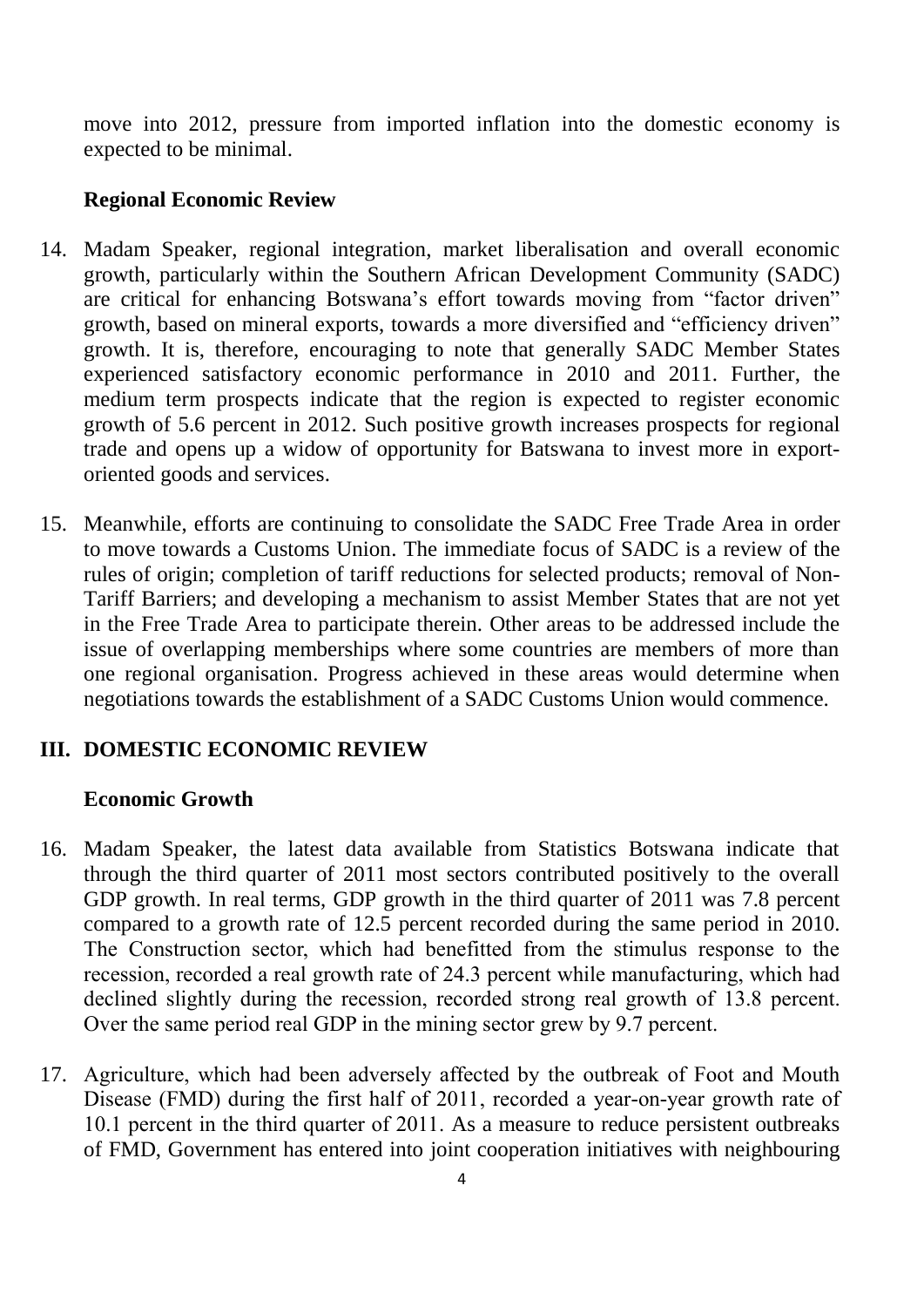move into 2012, pressure from imported inflation into the domestic economy is expected to be minimal.

### Regional Economic Review

14. Madam Speaker, regional integration, market liberalisation and overall economic growth, particularly within the Southern African Development Community (SADC) are critical for enhancing Botswana's effort towards moving from "factor driven" growth, based on mineral exports, towards a more diversified and "efficiency driven" growth. It is, therefore, encouraging to note that generally SADC Member States experienced satisfactory economic performance in 2010 and 2011. Further, the medium term prospects indicate that the region is expected to register economic growth of 5.6 percent in 2012. Such positive growth increases prospects for regional trade and opens up a widow of opportunity for Batswana to invest more in export-oriented goods and services.

15. Meanwhile, efforts are continuing to consolidate the SADC Free Trade Area in order to move towards a Customs Union. The immediate focus of SADC is a review of the rules of origin; completion of tariff reductions for selected products; removal of Non-Tariff Barriers; and developing a mechanism to assist Member States that are not yet in the Free Trade Area to participate therein. Other areas to be addressed include the issue of overlapping memberships where some countries are members of more than one regional organisation. Progress achieved in these areas would determine when negotiations towards the establishment of a SADC Customs Union would commence.

## III. DOMESTIC ECONOMIC REVIEW

### Economic Growth

16. Madam Speaker, the latest data available from Statistics Botswana indicate that through the third quarter of 2011 most sectors contributed positively to the overall GDP growth. In real terms, GDP growth in the third quarter of 2011 was 7.8 percent compared to a growth rate of 12.5 percent recorded during the same period in 2010. The Construction sector, which had benefitted from the stimulus response to the recession, recorded a real growth rate of 24.3 percent while manufacturing, which had declined slightly during the recession, recorded strong real growth of 13.8 percent. Over the same period real GDP in the mining sector grew by 9.7 percent.

17. Agriculture, which had been adversely affected by the outbreak of Foot and Mouth Disease (FMD) during the first half of 2011, recorded a year-on-year growth rate of 10.1 percent in the third quarter of 2011. As a measure to reduce persistent outbreaks of FMD, Government has entered into joint cooperation initiatives with neighbouring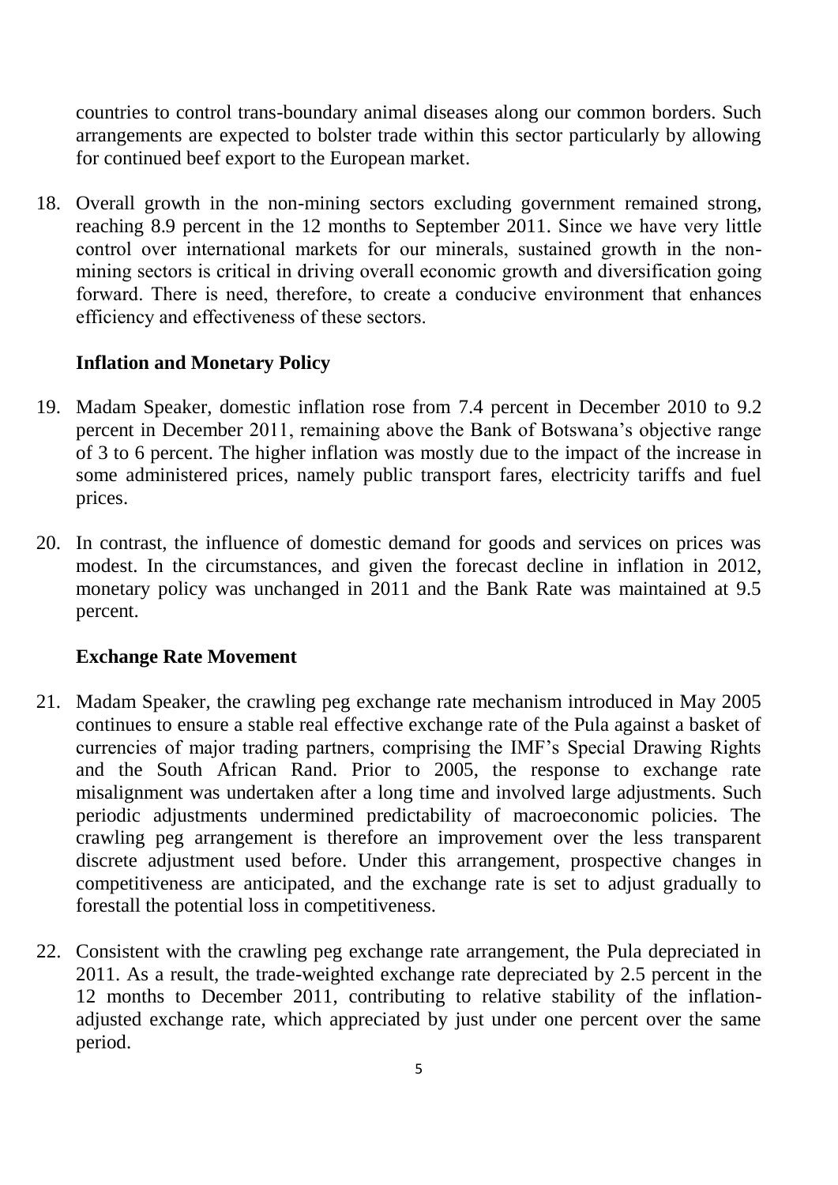countries to control trans-boundary animal diseases along our common borders. Such arrangements are expected to bolster trade within this sector particularly by allowing for continued beef export to the European market.

18. Overall growth in the non-mining sectors excluding government remained strong, reaching 8.9 percent in the 12 months to September 2011. Since we have very little control over international markets for our minerals, sustained growth in the non-mining sectors is critical in driving overall economic growth and diversification going forward. There is need, therefore, to create a conducive environment that enhances efficiency and effectiveness of these sectors.

### Inflation and Monetary Policy

19. Madam Speaker, domestic inflation rose from 7.4 percent in December 2010 to 9.2 percent in December 2011, remaining above the Bank of Botswana's objective range of 3 to 6 percent. The higher inflation was mostly due to the impact of the increase in some administered prices, namely public transport fares, electricity tariffs and fuel prices.

20. In contrast, the influence of domestic demand for goods and services on prices was modest. In the circumstances, and given the forecast decline in inflation in 2012, monetary policy was unchanged in 2011 and the Bank Rate was maintained at 9.5 percent.

### Exchange Rate Movement

21. Madam Speaker, the crawling peg exchange rate mechanism introduced in May 2005 continues to ensure a stable real effective exchange rate of the Pula against a basket of currencies of major trading partners, comprising the IMF's Special Drawing Rights and the South African Rand. Prior to 2005, the response to exchange rate misalignment was undertaken after a long time and involved large adjustments. Such periodic adjustments undermined predictability of macroeconomic policies. The crawling peg arrangement is therefore an improvement over the less transparent discrete adjustment used before. Under this arrangement, prospective changes in competitiveness are anticipated, and the exchange rate is set to adjust gradually to forestall the potential loss in competitiveness.

22. Consistent with the crawling peg exchange rate arrangement, the Pula depreciated in 2011. As a result, the trade-weighted exchange rate depreciated by 2.5 percent in the 12 months to December 2011, contributing to relative stability of the inflation-adjusted exchange rate, which appreciated by just under one percent over the same period.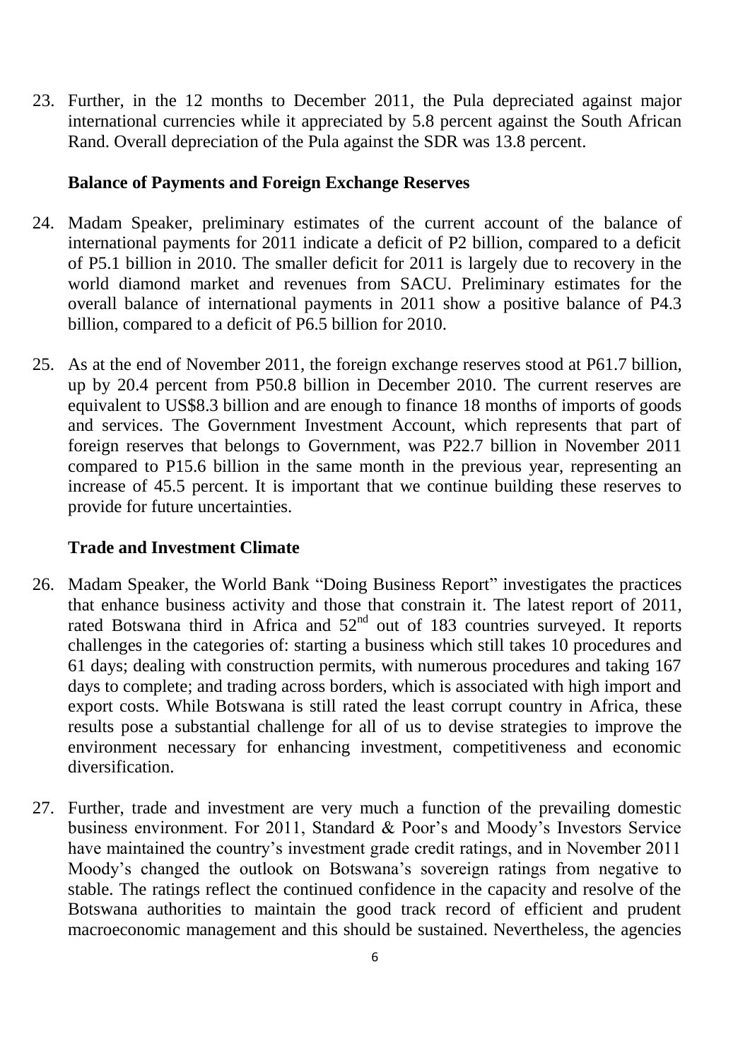23. Further, in the 12 months to December 2011, the Pula depreciated against major international currencies while it appreciated by 5.8 percent against the South African Rand. Overall depreciation of the Pula against the SDR was 13.8 percent.

**Balance of Payments and Foreign Exchange Reserves**

24. Madam Speaker, preliminary estimates of the current account of the balance of international payments for 2011 indicate a deficit of P2 billion, compared to a deficit of P5.1 billion in 2010. The smaller deficit for 2011 is largely due to recovery in the world diamond market and revenues from SACU. Preliminary estimates for the overall balance of international payments in 2011 show a positive balance of P4.3 billion, compared to a deficit of P6.5 billion for 2010.

25. As at the end of November 2011, the foreign exchange reserves stood at P61.7 billion, up by 20.4 percent from P50.8 billion in December 2010. The current reserves are equivalent to US$8.3 billion and are enough to finance 18 months of imports of goods and services. The Government Investment Account, which represents that part of foreign reserves that belongs to Government, was P22.7 billion in November 2011 compared to P15.6 billion in the same month in the previous year, representing an increase of 45.5 percent. It is important that we continue building these reserves to provide for future uncertainties.

**Trade and Investment Climate**

26. Madam Speaker, the World Bank "Doing Business Report" investigates the practices that enhance business activity and those that constrain it. The latest report of 2011, rated Botswana third in Africa and 52nd out of 183 countries surveyed. It reports challenges in the categories of: starting a business which still takes 10 procedures and 61 days; dealing with construction permits, with numerous procedures and taking 167 days to complete; and trading across borders, which is associated with high import and export costs. While Botswana is still rated the least corrupt country in Africa, these results pose a substantial challenge for all of us to devise strategies to improve the environment necessary for enhancing investment, competitiveness and economic diversification.

27. Further, trade and investment are very much a function of the prevailing domestic business environment. For 2011, Standard & Poor's and Moody's Investors Service have maintained the country's investment grade credit ratings, and in November 2011 Moody's changed the outlook on Botswana's sovereign ratings from negative to stable. The ratings reflect the continued confidence in the capacity and resolve of the Botswana authorities to maintain the good track record of efficient and prudent macroeconomic management and this should be sustained. Nevertheless, the agencies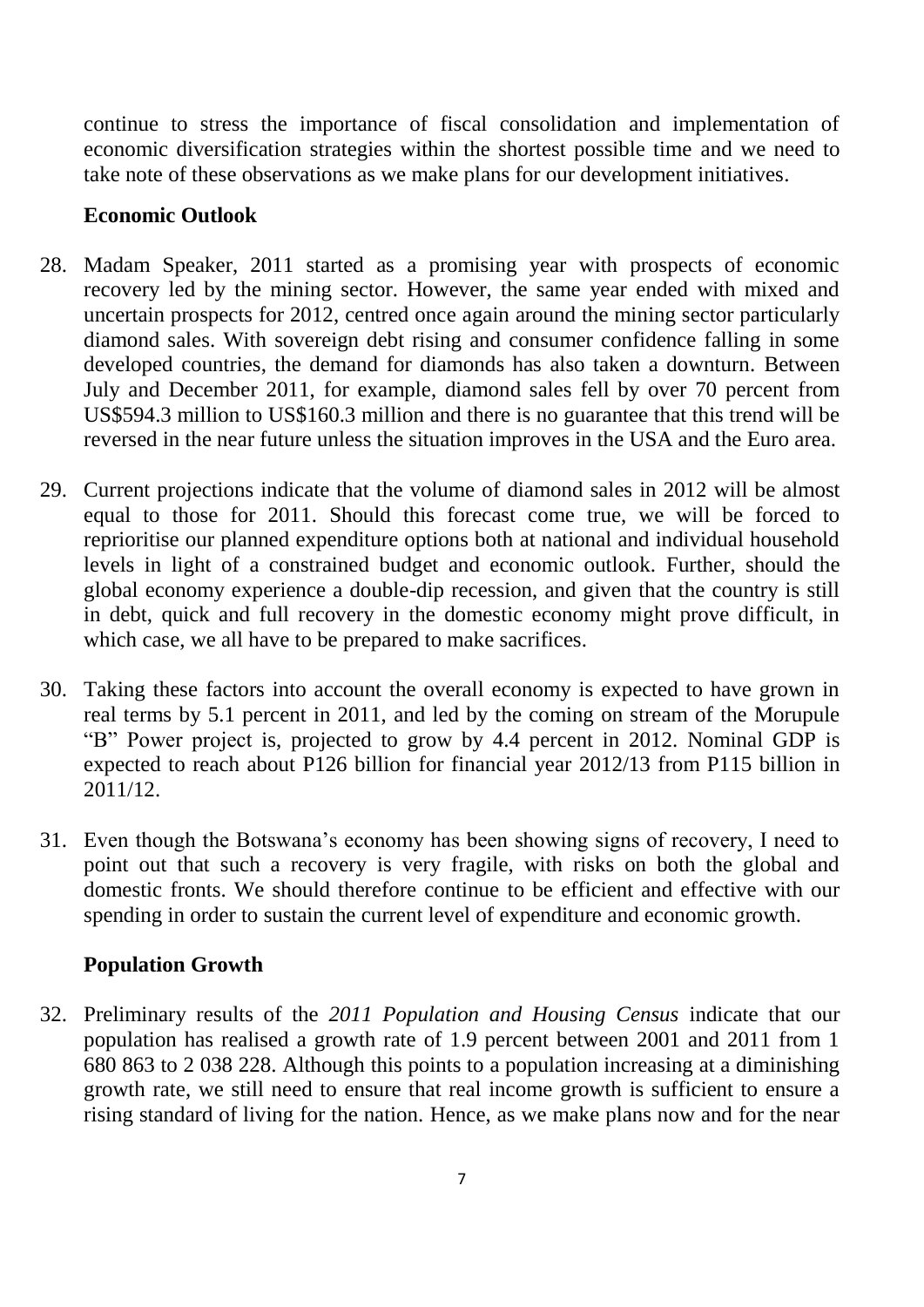continue to stress the importance of fiscal consolidation and implementation of economic diversification strategies within the shortest possible time and we need to take note of these observations as we make plans for our development initiatives.

**Economic Outlook**

28. Madam Speaker, 2011 started as a promising year with prospects of economic recovery led by the mining sector. However, the same year ended with mixed and uncertain prospects for 2012, centred once again around the mining sector particularly diamond sales. With sovereign debt rising and consumer confidence falling in some developed countries, the demand for diamonds has also taken a downturn. Between July and December 2011, for example, diamond sales fell by over 70 percent from US$594.3 million to US$160.3 million and there is no guarantee that this trend will be reversed in the near future unless the situation improves in the USA and the Euro area.

29. Current projections indicate that the volume of diamond sales in 2012 will be almost equal to those for 2011. Should this forecast come true, we will be forced to reprioritise our planned expenditure options both at national and individual household levels in light of a constrained budget and economic outlook. Further, should the global economy experience a double-dip recession, and given that the country is still in debt, quick and full recovery in the domestic economy might prove difficult, in which case, we all have to be prepared to make sacrifices.

30. Taking these factors into account the overall economy is expected to have grown in real terms by 5.1 percent in 2011, and led by the coming on stream of the Morupule "B" Power project is, projected to grow by 4.4 percent in 2012. Nominal GDP is expected to reach about P126 billion for financial year 2012/13 from P115 billion in 2011/12.

31. Even though the Botswana's economy has been showing signs of recovery, I need to point out that such a recovery is very fragile, with risks on both the global and domestic fronts. We should therefore continue to be efficient and effective with our spending in order to sustain the current level of expenditure and economic growth.

**Population Growth**

32. Preliminary results of the *2011 Population and Housing Census* indicate that our population has realised a growth rate of 1.9 percent between 2001 and 2011 from 1 680 863 to 2 038 228. Although this points to a population increasing at a diminishing growth rate, we still need to ensure that real income growth is sufficient to ensure a rising standard of living for the nation. Hence, as we make plans now and for the near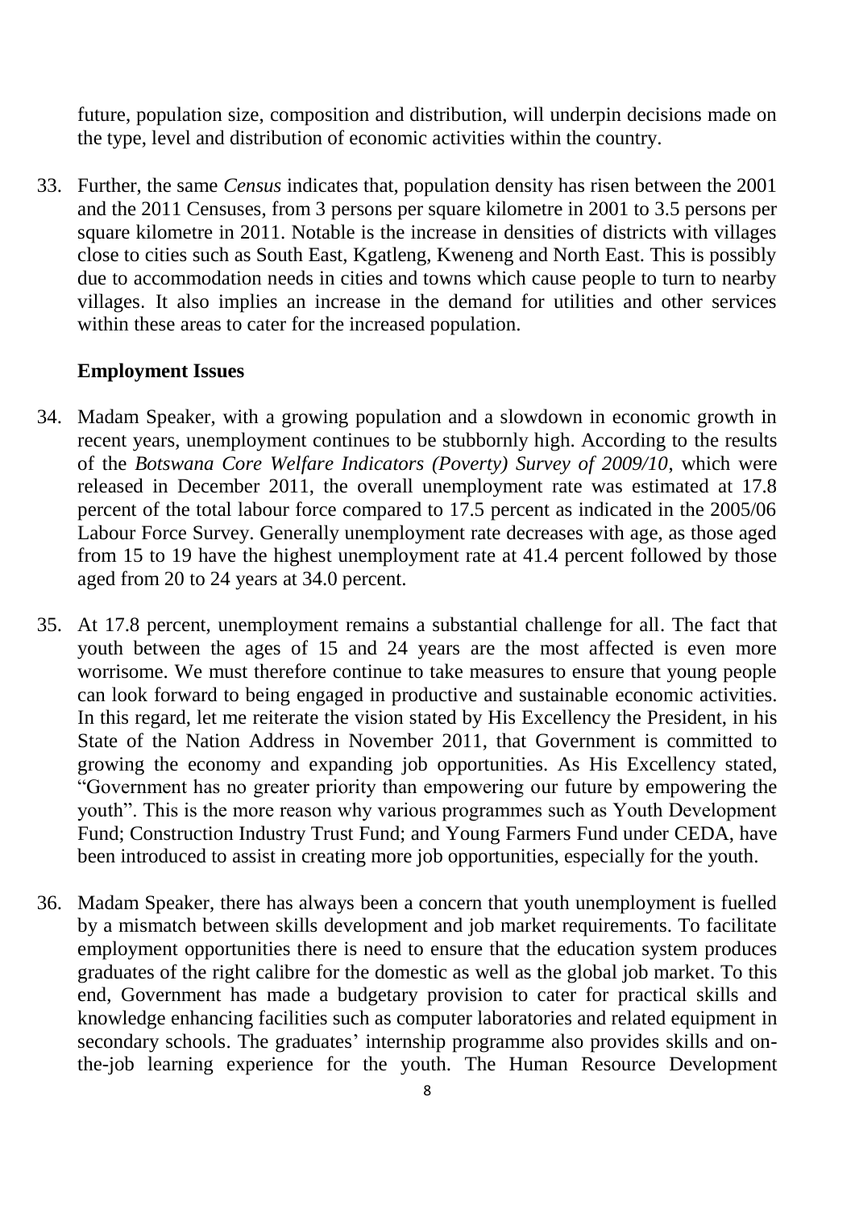future, population size, composition and distribution, will underpin decisions made on the type, level and distribution of economic activities within the country.

33. Further, the same *Census* indicates that, population density has risen between the 2001 and the 2011 Censuses, from 3 persons per square kilometre in 2001 to 3.5 persons per square kilometre in 2011. Notable is the increase in densities of districts with villages close to cities such as South East, Kgatleng, Kweneng and North East. This is possibly due to accommodation needs in cities and towns which cause people to turn to nearby villages. It also implies an increase in the demand for utilities and other services within these areas to cater for the increased population.

**Employment Issues**

34. Madam Speaker, with a growing population and a slowdown in economic growth in recent years, unemployment continues to be stubbornly high. According to the results of the *Botswana Core Welfare Indicators (Poverty) Survey of 2009/10*, which were released in December 2011, the overall unemployment rate was estimated at 17.8 percent of the total labour force compared to 17.5 percent as indicated in the 2005/06 Labour Force Survey. Generally unemployment rate decreases with age, as those aged from 15 to 19 have the highest unemployment rate at 41.4 percent followed by those aged from 20 to 24 years at 34.0 percent.

35. At 17.8 percent, unemployment remains a substantial challenge for all. The fact that youth between the ages of 15 and 24 years are the most affected is even more worrisome. We must therefore continue to take measures to ensure that young people can look forward to being engaged in productive and sustainable economic activities. In this regard, let me reiterate the vision stated by His Excellency the President, in his State of the Nation Address in November 2011, that Government is committed to growing the economy and expanding job opportunities. As His Excellency stated, "Government has no greater priority than empowering our future by empowering the youth". This is the more reason why various programmes such as Youth Development Fund; Construction Industry Trust Fund; and Young Farmers Fund under CEDA, have been introduced to assist in creating more job opportunities, especially for the youth.

36. Madam Speaker, there has always been a concern that youth unemployment is fuelled by a mismatch between skills development and job market requirements. To facilitate employment opportunities there is need to ensure that the education system produces graduates of the right calibre for the domestic as well as the global job market. To this end, Government has made a budgetary provision to cater for practical skills and knowledge enhancing facilities such as computer laboratories and related equipment in secondary schools. The graduates' internship programme also provides skills and on-the-job learning experience for the youth. The Human Resource Development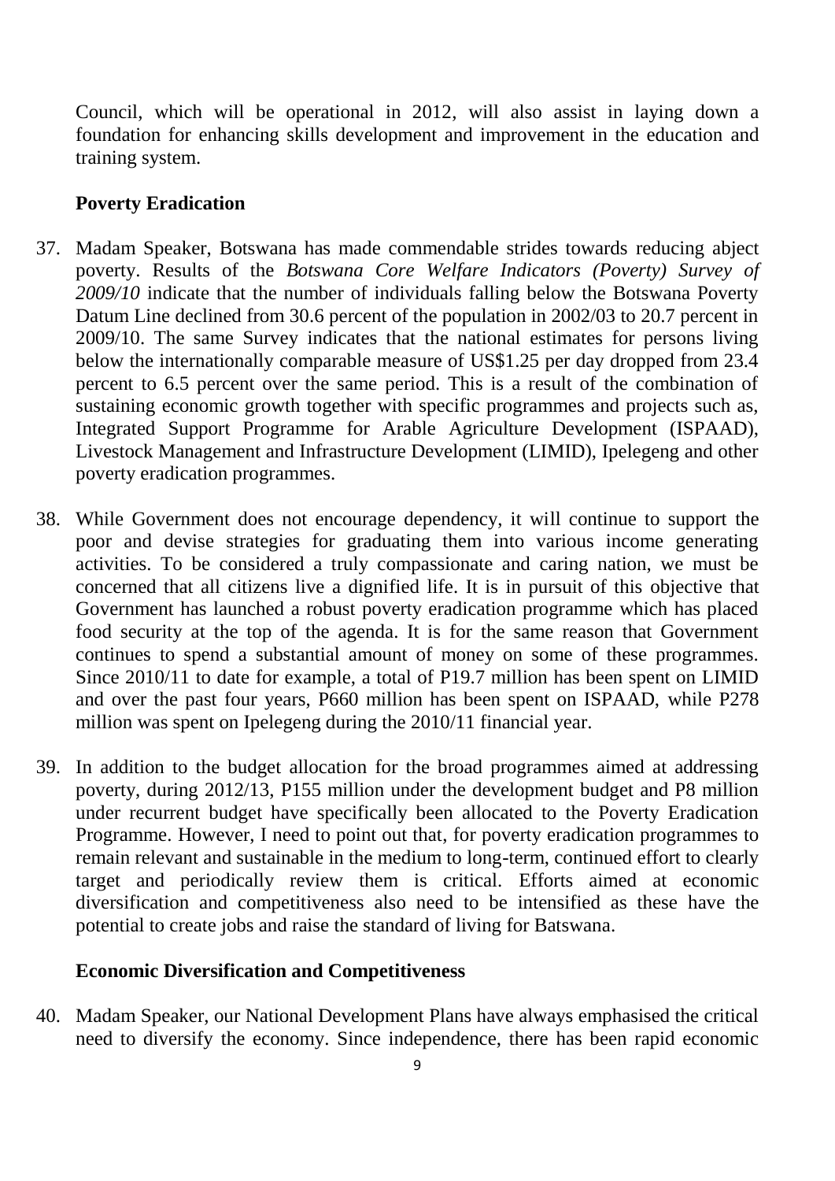Council, which will be operational in 2012, will also assist in laying down a foundation for enhancing skills development and improvement in the education and training system.

## Poverty Eradication

37. Madam Speaker, Botswana has made commendable strides towards reducing abject poverty. Results of the *Botswana Core Welfare Indicators (Poverty) Survey of 2009/10* indicate that the number of individuals falling below the Botswana Poverty Datum Line declined from 30.6 percent of the population in 2002/03 to 20.7 percent in 2009/10. The same Survey indicates that the national estimates for persons living below the internationally comparable measure of US$1.25 per day dropped from 23.4 percent to 6.5 percent over the same period. This is a result of the combination of sustaining economic growth together with specific programmes and projects such as, Integrated Support Programme for Arable Agriculture Development (ISPAAD), Livestock Management and Infrastructure Development (LIMID), Ipelegeng and other poverty eradication programmes.

38. While Government does not encourage dependency, it will continue to support the poor and devise strategies for graduating them into various income generating activities. To be considered a truly compassionate and caring nation, we must be concerned that all citizens live a dignified life. It is in pursuit of this objective that Government has launched a robust poverty eradication programme which has placed food security at the top of the agenda. It is for the same reason that Government continues to spend a substantial amount of money on some of these programmes. Since 2010/11 to date for example, a total of P19.7 million has been spent on LIMID and over the past four years, P660 million has been spent on ISPAAD, while P278 million was spent on Ipelegeng during the 2010/11 financial year.

39. In addition to the budget allocation for the broad programmes aimed at addressing poverty, during 2012/13, P155 million under the development budget and P8 million under recurrent budget have specifically been allocated to the Poverty Eradication Programme. However, I need to point out that, for poverty eradication programmes to remain relevant and sustainable in the medium to long-term, continued effort to clearly target and periodically review them is critical. Efforts aimed at economic diversification and competitiveness also need to be intensified as these have the potential to create jobs and raise the standard of living for Batswana.

## Economic Diversification and Competitiveness

40. Madam Speaker, our National Development Plans have always emphasised the critical need to diversify the economy. Since independence, there has been rapid economic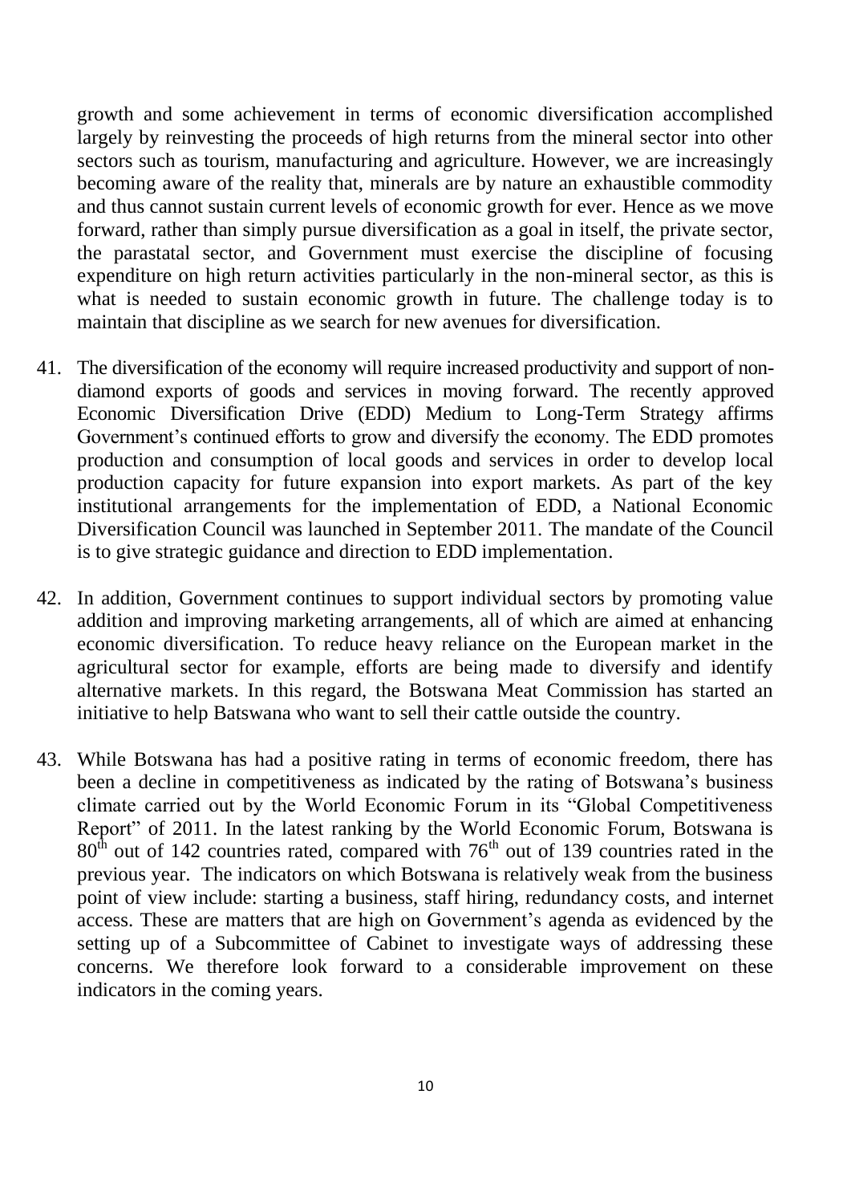growth and some achievement in terms of economic diversification accomplished largely by reinvesting the proceeds of high returns from the mineral sector into other sectors such as tourism, manufacturing and agriculture. However, we are increasingly becoming aware of the reality that, minerals are by nature an exhaustible commodity and thus cannot sustain current levels of economic growth for ever. Hence as we move forward, rather than simply pursue diversification as a goal in itself, the private sector, the parastatal sector, and Government must exercise the discipline of focusing expenditure on high return activities particularly in the non-mineral sector, as this is what is needed to sustain economic growth in future. The challenge today is to maintain that discipline as we search for new avenues for diversification.

41. The diversification of the economy will require increased productivity and support of non-diamond exports of goods and services in moving forward. The recently approved Economic Diversification Drive (EDD) Medium to Long-Term Strategy affirms Government's continued efforts to grow and diversify the economy. The EDD promotes production and consumption of local goods and services in order to develop local production capacity for future expansion into export markets. As part of the key institutional arrangements for the implementation of EDD, a National Economic Diversification Council was launched in September 2011. The mandate of the Council is to give strategic guidance and direction to EDD implementation.

42. In addition, Government continues to support individual sectors by promoting value addition and improving marketing arrangements, all of which are aimed at enhancing economic diversification. To reduce heavy reliance on the European market in the agricultural sector for example, efforts are being made to diversify and identify alternative markets. In this regard, the Botswana Meat Commission has started an initiative to help Batswana who want to sell their cattle outside the country.

43. While Botswana has had a positive rating in terms of economic freedom, there has been a decline in competitiveness as indicated by the rating of Botswana's business climate carried out by the World Economic Forum in its "Global Competitiveness Report" of 2011. In the latest ranking by the World Economic Forum, Botswana is 80th out of 142 countries rated, compared with 76th out of 139 countries rated in the previous year. The indicators on which Botswana is relatively weak from the business point of view include: starting a business, staff hiring, redundancy costs, and internet access. These are matters that are high on Government's agenda as evidenced by the setting up of a Subcommittee of Cabinet to investigate ways of addressing these concerns. We therefore look forward to a considerable improvement on these indicators in the coming years.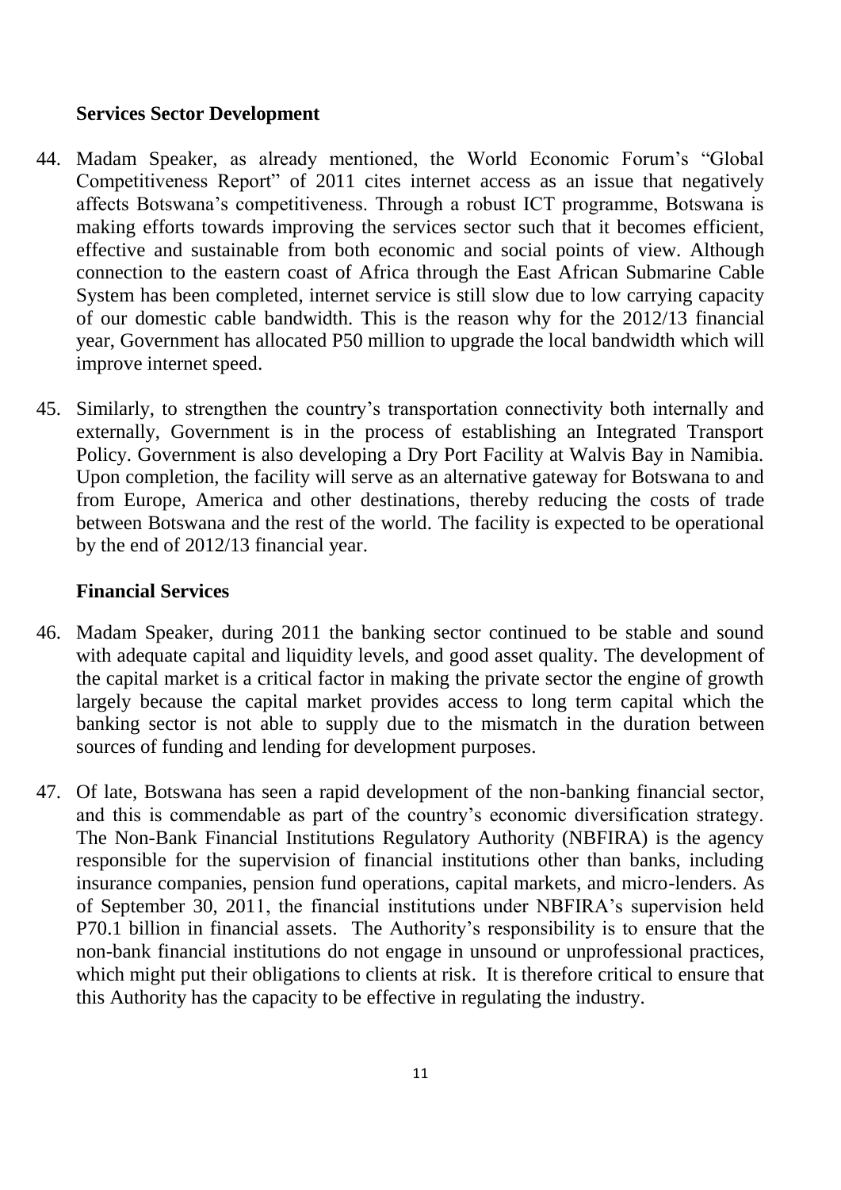**Services Sector Development**

44. Madam Speaker, as already mentioned, the World Economic Forum's "Global Competitiveness Report" of 2011 cites internet access as an issue that negatively affects Botswana's competitiveness. Through a robust ICT programme, Botswana is making efforts towards improving the services sector such that it becomes efficient, effective and sustainable from both economic and social points of view. Although connection to the eastern coast of Africa through the East African Submarine Cable System has been completed, internet service is still slow due to low carrying capacity of our domestic cable bandwidth. This is the reason why for the 2012/13 financial year, Government has allocated P50 million to upgrade the local bandwidth which will improve internet speed.

45. Similarly, to strengthen the country's transportation connectivity both internally and externally, Government is in the process of establishing an Integrated Transport Policy. Government is also developing a Dry Port Facility at Walvis Bay in Namibia. Upon completion, the facility will serve as an alternative gateway for Botswana to and from Europe, America and other destinations, thereby reducing the costs of trade between Botswana and the rest of the world. The facility is expected to be operational by the end of 2012/13 financial year.

**Financial Services**

46. Madam Speaker, during 2011 the banking sector continued to be stable and sound with adequate capital and liquidity levels, and good asset quality. The development of the capital market is a critical factor in making the private sector the engine of growth largely because the capital market provides access to long term capital which the banking sector is not able to supply due to the mismatch in the duration between sources of funding and lending for development purposes.

47. Of late, Botswana has seen a rapid development of the non-banking financial sector, and this is commendable as part of the country's economic diversification strategy. The Non-Bank Financial Institutions Regulatory Authority (NBFIRA) is the agency responsible for the supervision of financial institutions other than banks, including insurance companies, pension fund operations, capital markets, and micro-lenders. As of September 30, 2011, the financial institutions under NBFIRA's supervision held P70.1 billion in financial assets. The Authority's responsibility is to ensure that the non-bank financial institutions do not engage in unsound or unprofessional practices, which might put their obligations to clients at risk. It is therefore critical to ensure that this Authority has the capacity to be effective in regulating the industry.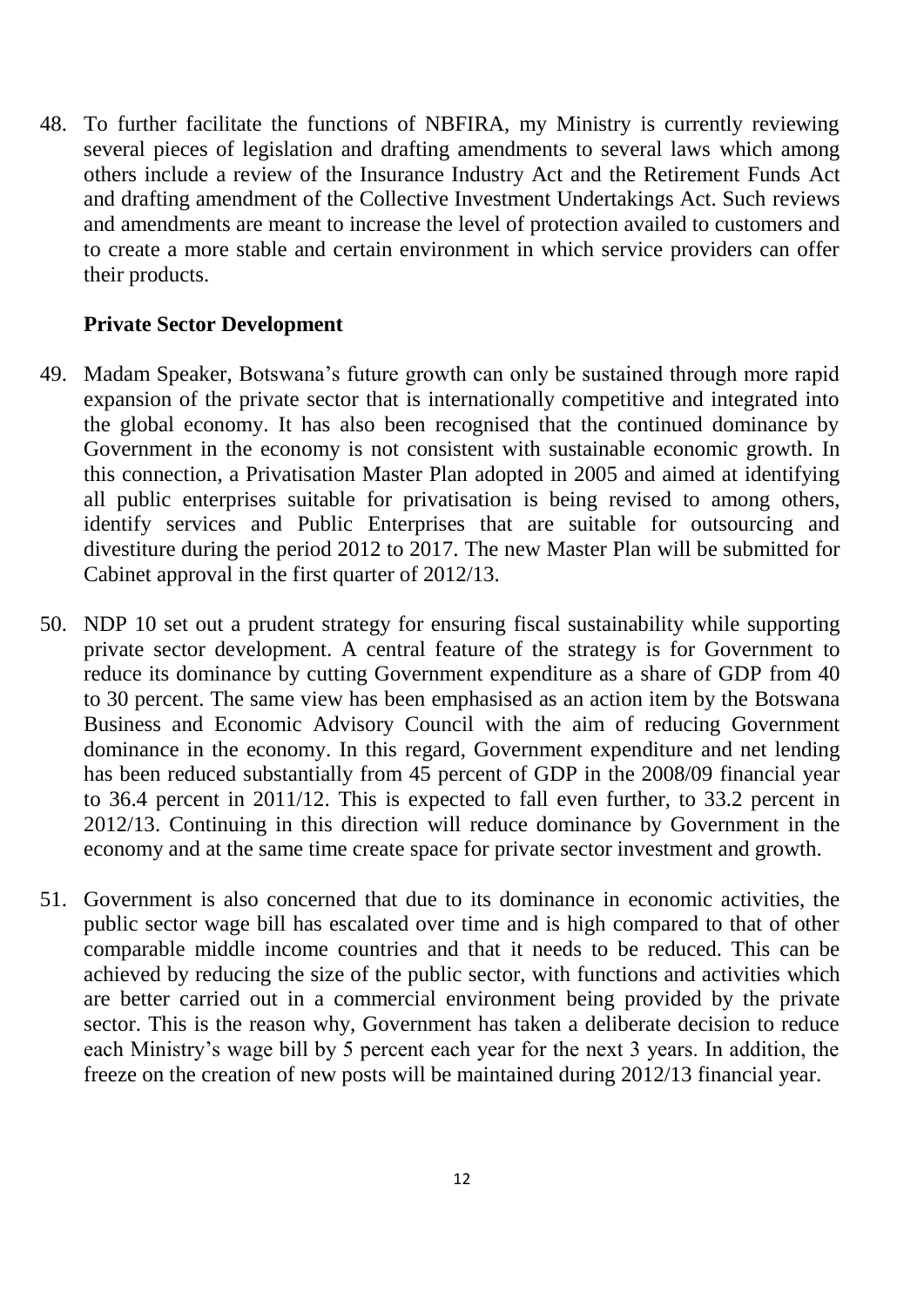48. To further facilitate the functions of NBFIRA, my Ministry is currently reviewing several pieces of legislation and drafting amendments to several laws which among others include a review of the Insurance Industry Act and the Retirement Funds Act and drafting amendment of the Collective Investment Undertakings Act. Such reviews and amendments are meant to increase the level of protection availed to customers and to create a more stable and certain environment in which service providers can offer their products.

**Private Sector Development**

49. Madam Speaker, Botswana's future growth can only be sustained through more rapid expansion of the private sector that is internationally competitive and integrated into the global economy. It has also been recognised that the continued dominance by Government in the economy is not consistent with sustainable economic growth. In this connection, a Privatisation Master Plan adopted in 2005 and aimed at identifying all public enterprises suitable for privatisation is being revised to among others, identify services and Public Enterprises that are suitable for outsourcing and divestiture during the period 2012 to 2017. The new Master Plan will be submitted for Cabinet approval in the first quarter of 2012/13.

50. NDP 10 set out a prudent strategy for ensuring fiscal sustainability while supporting private sector development. A central feature of the strategy is for Government to reduce its dominance by cutting Government expenditure as a share of GDP from 40 to 30 percent. The same view has been emphasised as an action item by the Botswana Business and Economic Advisory Council with the aim of reducing Government dominance in the economy. In this regard, Government expenditure and net lending has been reduced substantially from 45 percent of GDP in the 2008/09 financial year to 36.4 percent in 2011/12. This is expected to fall even further, to 33.2 percent in 2012/13. Continuing in this direction will reduce dominance by Government in the economy and at the same time create space for private sector investment and growth.

51. Government is also concerned that due to its dominance in economic activities, the public sector wage bill has escalated over time and is high compared to that of other comparable middle income countries and that it needs to be reduced. This can be achieved by reducing the size of the public sector, with functions and activities which are better carried out in a commercial environment being provided by the private sector. This is the reason why, Government has taken a deliberate decision to reduce each Ministry's wage bill by 5 percent each year for the next 3 years. In addition, the freeze on the creation of new posts will be maintained during 2012/13 financial year.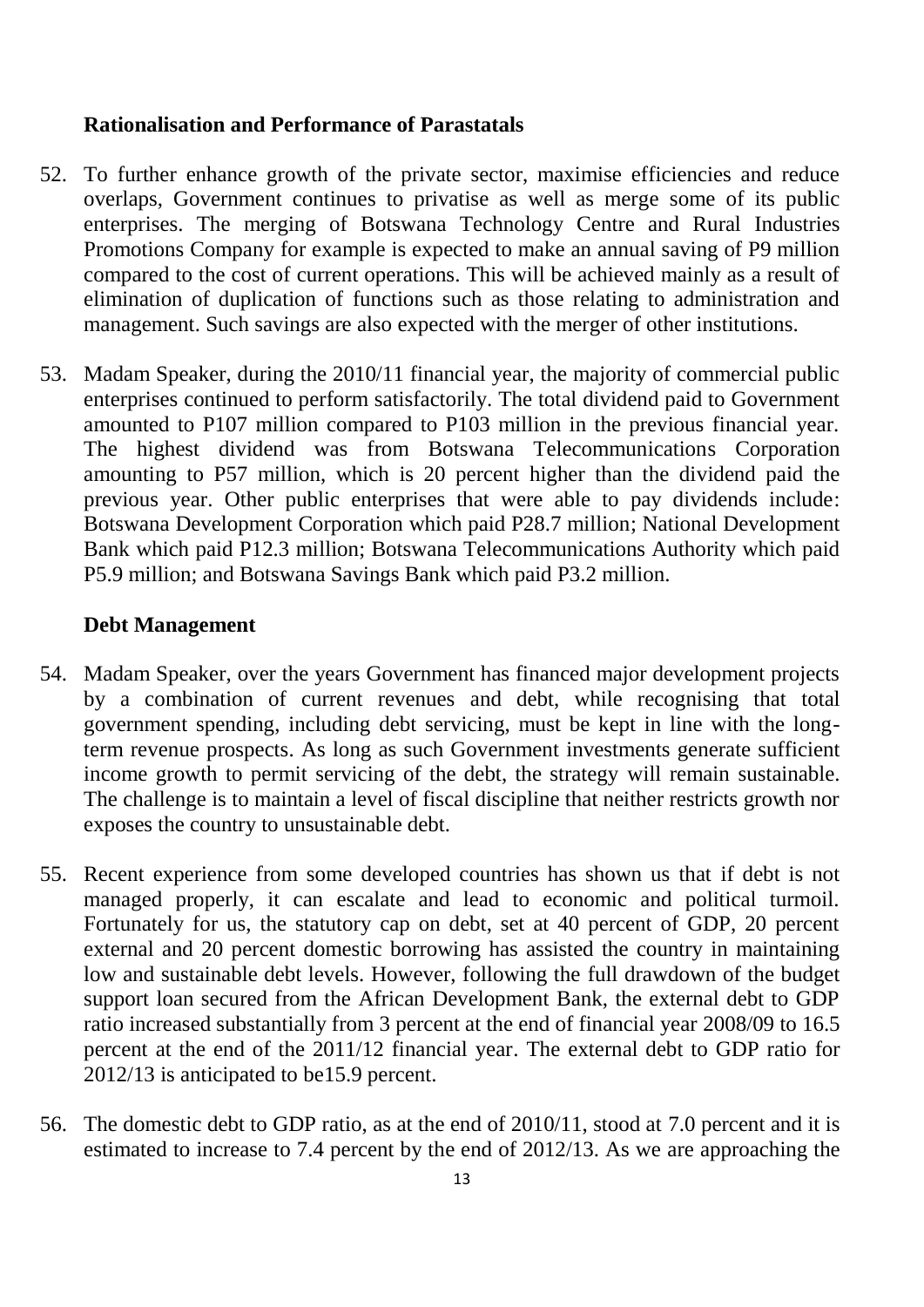### Rationalisation and Performance of Parastatals

52. To further enhance growth of the private sector, maximise efficiencies and reduce overlaps, Government continues to privatise as well as merge some of its public enterprises. The merging of Botswana Technology Centre and Rural Industries Promotions Company for example is expected to make an annual saving of P9 million compared to the cost of current operations. This will be achieved mainly as a result of elimination of duplication of functions such as those relating to administration and management. Such savings are also expected with the merger of other institutions.

53. Madam Speaker, during the 2010/11 financial year, the majority of commercial public enterprises continued to perform satisfactorily. The total dividend paid to Government amounted to P107 million compared to P103 million in the previous financial year. The highest dividend was from Botswana Telecommunications Corporation amounting to P57 million, which is 20 percent higher than the dividend paid the previous year. Other public enterprises that were able to pay dividends include: Botswana Development Corporation which paid P28.7 million; National Development Bank which paid P12.3 million; Botswana Telecommunications Authority which paid P5.9 million; and Botswana Savings Bank which paid P3.2 million.

### Debt Management

54. Madam Speaker, over the years Government has financed major development projects by a combination of current revenues and debt, while recognising that total government spending, including debt servicing, must be kept in line with the long-term revenue prospects. As long as such Government investments generate sufficient income growth to permit servicing of the debt, the strategy will remain sustainable. The challenge is to maintain a level of fiscal discipline that neither restricts growth nor exposes the country to unsustainable debt.

55. Recent experience from some developed countries has shown us that if debt is not managed properly, it can escalate and lead to economic and political turmoil. Fortunately for us, the statutory cap on debt, set at 40 percent of GDP, 20 percent external and 20 percent domestic borrowing has assisted the country in maintaining low and sustainable debt levels. However, following the full drawdown of the budget support loan secured from the African Development Bank, the external debt to GDP ratio increased substantially from 3 percent at the end of financial year 2008/09 to 16.5 percent at the end of the 2011/12 financial year. The external debt to GDP ratio for 2012/13 is anticipated to be15.9 percent.

56. The domestic debt to GDP ratio, as at the end of 2010/11, stood at 7.0 percent and it is estimated to increase to 7.4 percent by the end of 2012/13. As we are approaching the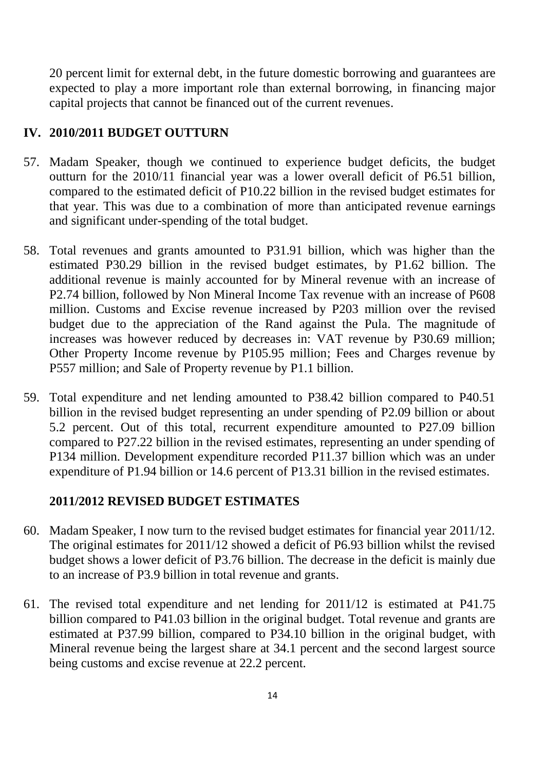20 percent limit for external debt, in the future domestic borrowing and guarantees are expected to play a more important role than external borrowing, in financing major capital projects that cannot be financed out of the current revenues.

## IV. 2010/2011 BUDGET OUTTURN

57. Madam Speaker, though we continued to experience budget deficits, the budget outturn for the 2010/11 financial year was a lower overall deficit of P6.51 billion, compared to the estimated deficit of P10.22 billion in the revised budget estimates for that year. This was due to a combination of more than anticipated revenue earnings and significant under-spending of the total budget.

58. Total revenues and grants amounted to P31.91 billion, which was higher than the estimated P30.29 billion in the revised budget estimates, by P1.62 billion. The additional revenue is mainly accounted for by Mineral revenue with an increase of P2.74 billion, followed by Non Mineral Income Tax revenue with an increase of P608 million. Customs and Excise revenue increased by P203 million over the revised budget due to the appreciation of the Rand against the Pula. The magnitude of increases was however reduced by decreases in: VAT revenue by P30.69 million; Other Property Income revenue by P105.95 million; Fees and Charges revenue by P557 million; and Sale of Property revenue by P1.1 billion.

59. Total expenditure and net lending amounted to P38.42 billion compared to P40.51 billion in the revised budget representing an under spending of P2.09 billion or about 5.2 percent. Out of this total, recurrent expenditure amounted to P27.09 billion compared to P27.22 billion in the revised estimates, representing an under spending of P134 million. Development expenditure recorded P11.37 billion which was an under expenditure of P1.94 billion or 14.6 percent of P13.31 billion in the revised estimates.

## 2011/2012 REVISED BUDGET ESTIMATES

60. Madam Speaker, I now turn to the revised budget estimates for financial year 2011/12. The original estimates for 2011/12 showed a deficit of P6.93 billion whilst the revised budget shows a lower deficit of P3.76 billion. The decrease in the deficit is mainly due to an increase of P3.9 billion in total revenue and grants.

61. The revised total expenditure and net lending for 2011/12 is estimated at P41.75 billion compared to P41.03 billion in the original budget. Total revenue and grants are estimated at P37.99 billion, compared to P34.10 billion in the original budget, with Mineral revenue being the largest share at 34.1 percent and the second largest source being customs and excise revenue at 22.2 percent.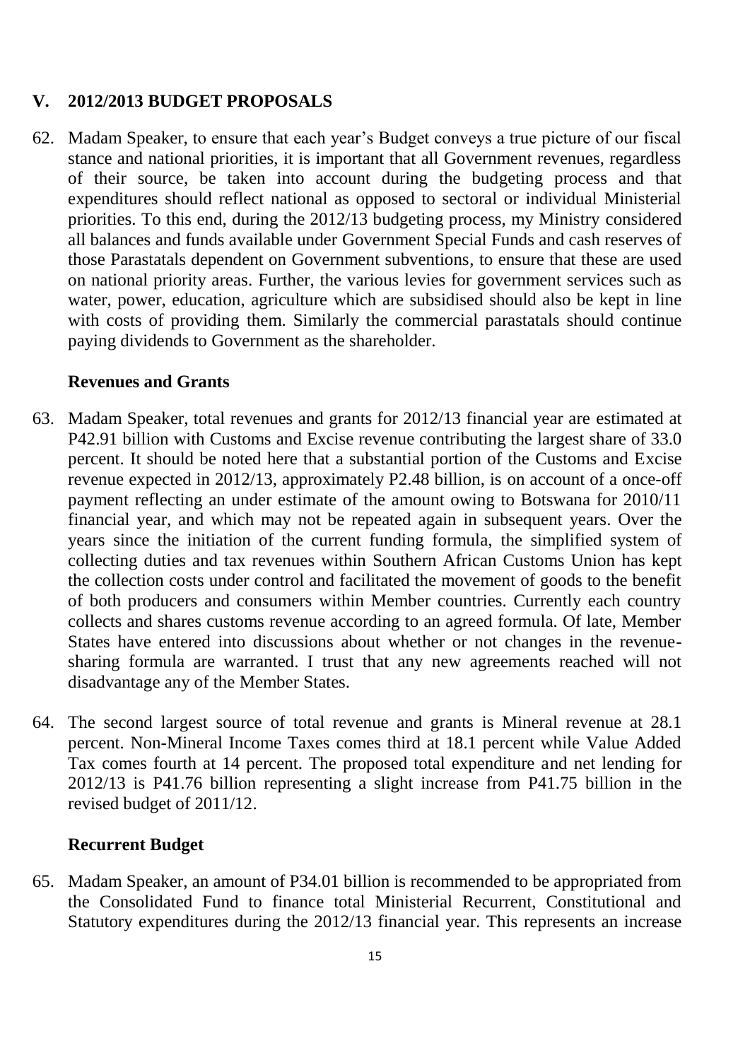## V. 2012/2013 BUDGET PROPOSALS

62. Madam Speaker, to ensure that each year's Budget conveys a true picture of our fiscal stance and national priorities, it is important that all Government revenues, regardless of their source, be taken into account during the budgeting process and that expenditures should reflect national as opposed to sectoral or individual Ministerial priorities. To this end, during the 2012/13 budgeting process, my Ministry considered all balances and funds available under Government Special Funds and cash reserves of those Parastatals dependent on Government subventions, to ensure that these are used on national priority areas. Further, the various levies for government services such as water, power, education, agriculture which are subsidised should also be kept in line with costs of providing them. Similarly the commercial parastatals should continue paying dividends to Government as the shareholder.

### Revenues and Grants

63. Madam Speaker, total revenues and grants for 2012/13 financial year are estimated at P42.91 billion with Customs and Excise revenue contributing the largest share of 33.0 percent. It should be noted here that a substantial portion of the Customs and Excise revenue expected in 2012/13, approximately P2.48 billion, is on account of a once-off payment reflecting an under estimate of the amount owing to Botswana for 2010/11 financial year, and which may not be repeated again in subsequent years. Over the years since the initiation of the current funding formula, the simplified system of collecting duties and tax revenues within Southern African Customs Union has kept the collection costs under control and facilitated the movement of goods to the benefit of both producers and consumers within Member countries. Currently each country collects and shares customs revenue according to an agreed formula. Of late, Member States have entered into discussions about whether or not changes in the revenue-sharing formula are warranted. I trust that any new agreements reached will not disadvantage any of the Member States.

64. The second largest source of total revenue and grants is Mineral revenue at 28.1 percent. Non-Mineral Income Taxes comes third at 18.1 percent while Value Added Tax comes fourth at 14 percent. The proposed total expenditure and net lending for 2012/13 is P41.76 billion representing a slight increase from P41.75 billion in the revised budget of 2011/12.

### Recurrent Budget

65. Madam Speaker, an amount of P34.01 billion is recommended to be appropriated from the Consolidated Fund to finance total Ministerial Recurrent, Constitutional and Statutory expenditures during the 2012/13 financial year. This represents an increase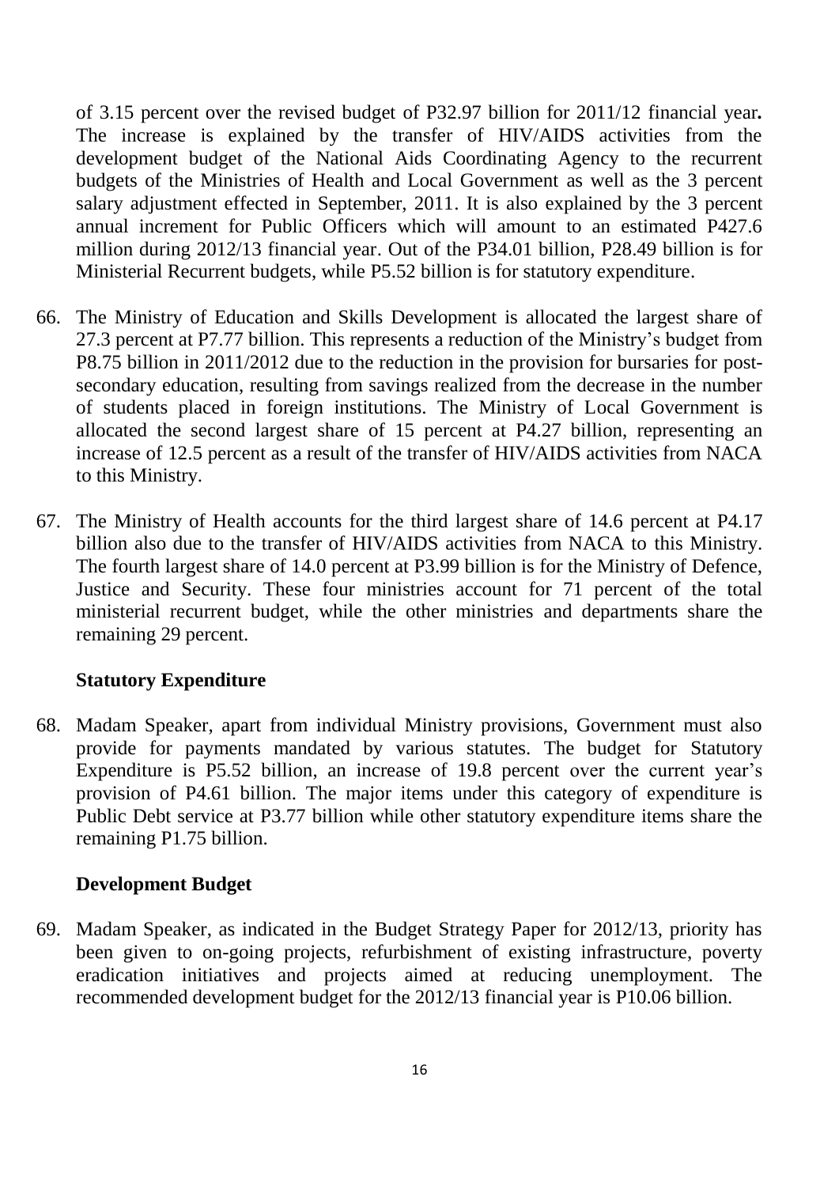of 3.15 percent over the revised budget of P32.97 billion for 2011/12 financial year**.** The increase is explained by the transfer of HIV/AIDS activities from the development budget of the National Aids Coordinating Agency to the recurrent budgets of the Ministries of Health and Local Government as well as the 3 percent salary adjustment effected in September, 2011. It is also explained by the 3 percent annual increment for Public Officers which will amount to an estimated P427.6 million during 2012/13 financial year. Out of the P34.01 billion, P28.49 billion is for Ministerial Recurrent budgets, while P5.52 billion is for statutory expenditure.

66. The Ministry of Education and Skills Development is allocated the largest share of 27.3 percent at P7.77 billion. This represents a reduction of the Ministry's budget from P8.75 billion in 2011/2012 due to the reduction in the provision for bursaries for post-secondary education, resulting from savings realized from the decrease in the number of students placed in foreign institutions. The Ministry of Local Government is allocated the second largest share of 15 percent at P4.27 billion, representing an increase of 12.5 percent as a result of the transfer of HIV/AIDS activities from NACA to this Ministry.

67. The Ministry of Health accounts for the third largest share of 14.6 percent at P4.17 billion also due to the transfer of HIV/AIDS activities from NACA to this Ministry. The fourth largest share of 14.0 percent at P3.99 billion is for the Ministry of Defence, Justice and Security. These four ministries account for 71 percent of the total ministerial recurrent budget, while the other ministries and departments share the remaining 29 percent.

### Statutory Expenditure

68. Madam Speaker, apart from individual Ministry provisions, Government must also provide for payments mandated by various statutes. The budget for Statutory Expenditure is P5.52 billion, an increase of 19.8 percent over the current year's provision of P4.61 billion. The major items under this category of expenditure is Public Debt service at P3.77 billion while other statutory expenditure items share the remaining P1.75 billion.

### Development Budget

69. Madam Speaker, as indicated in the Budget Strategy Paper for 2012/13, priority has been given to on-going projects, refurbishment of existing infrastructure, poverty eradication initiatives and projects aimed at reducing unemployment. The recommended development budget for the 2012/13 financial year is P10.06 billion.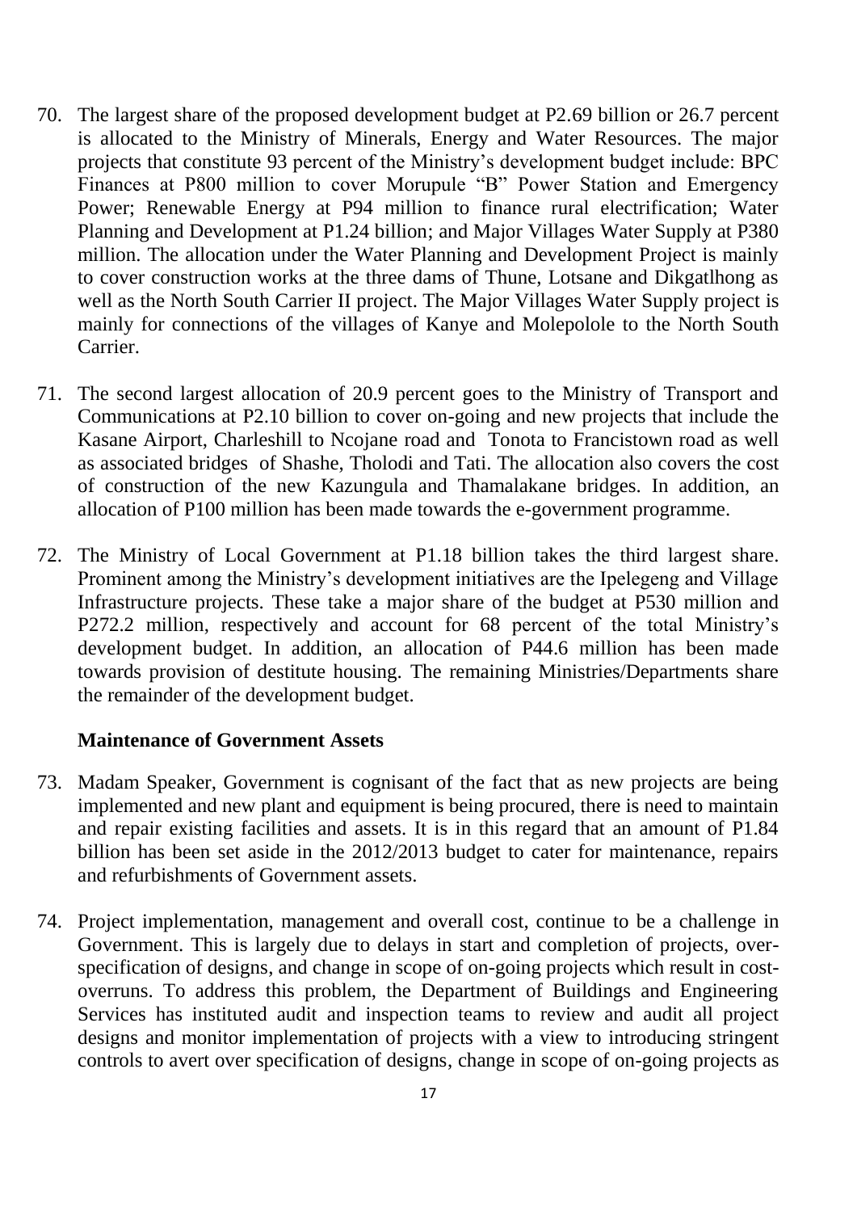70. The largest share of the proposed development budget at P2.69 billion or 26.7 percent is allocated to the Ministry of Minerals, Energy and Water Resources. The major projects that constitute 93 percent of the Ministry's development budget include: BPC Finances at P800 million to cover Morupule "B" Power Station and Emergency Power; Renewable Energy at P94 million to finance rural electrification; Water Planning and Development at P1.24 billion; and Major Villages Water Supply at P380 million. The allocation under the Water Planning and Development Project is mainly to cover construction works at the three dams of Thune, Lotsane and Dikgatlhong as well as the North South Carrier II project. The Major Villages Water Supply project is mainly for connections of the villages of Kanye and Molepolole to the North South Carrier.

71. The second largest allocation of 20.9 percent goes to the Ministry of Transport and Communications at P2.10 billion to cover on-going and new projects that include the Kasane Airport, Charleshill to Ncojane road and Tonota to Francistown road as well as associated bridges of Shashe, Tholodi and Tati. The allocation also covers the cost of construction of the new Kazungula and Thamalakane bridges. In addition, an allocation of P100 million has been made towards the e-government programme.

72. The Ministry of Local Government at P1.18 billion takes the third largest share. Prominent among the Ministry's development initiatives are the Ipelegeng and Village Infrastructure projects. These take a major share of the budget at P530 million and P272.2 million, respectively and account for 68 percent of the total Ministry's development budget. In addition, an allocation of P44.6 million has been made towards provision of destitute housing. The remaining Ministries/Departments share the remainder of the development budget.

**Maintenance of Government Assets**

73. Madam Speaker, Government is cognisant of the fact that as new projects are being implemented and new plant and equipment is being procured, there is need to maintain and repair existing facilities and assets. It is in this regard that an amount of P1.84 billion has been set aside in the 2012/2013 budget to cater for maintenance, repairs and refurbishments of Government assets.

74. Project implementation, management and overall cost, continue to be a challenge in Government. This is largely due to delays in start and completion of projects, over-specification of designs, and change in scope of on-going projects which result in cost-overruns. To address this problem, the Department of Buildings and Engineering Services has instituted audit and inspection teams to review and audit all project designs and monitor implementation of projects with a view to introducing stringent controls to avert over specification of designs, change in scope of on-going projects as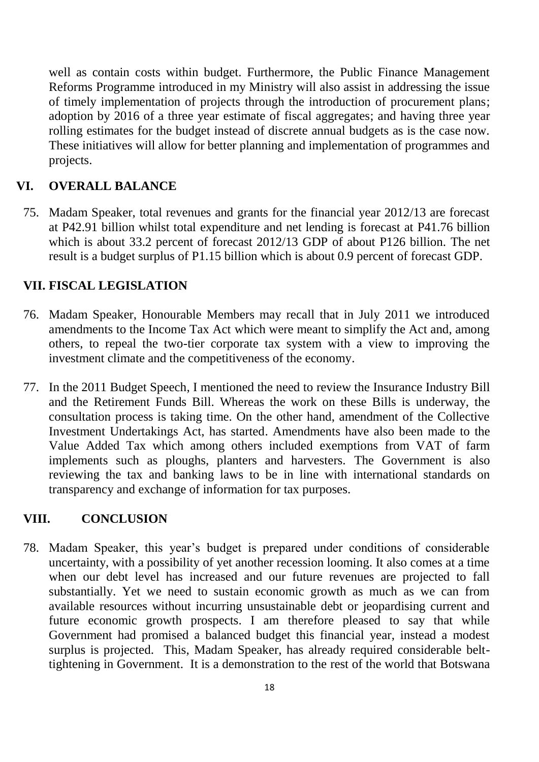well as contain costs within budget. Furthermore, the Public Finance Management Reforms Programme introduced in my Ministry will also assist in addressing the issue of timely implementation of projects through the introduction of procurement plans; adoption by 2016 of a three year estimate of fiscal aggregates; and having three year rolling estimates for the budget instead of discrete annual budgets as is the case now. These initiatives will allow for better planning and implementation of programmes and projects.

## VI. OVERALL BALANCE

75. Madam Speaker, total revenues and grants for the financial year 2012/13 are forecast at P42.91 billion whilst total expenditure and net lending is forecast at P41.76 billion which is about 33.2 percent of forecast 2012/13 GDP of about P126 billion. The net result is a budget surplus of P1.15 billion which is about 0.9 percent of forecast GDP.

## VII. FISCAL LEGISLATION

76. Madam Speaker, Honourable Members may recall that in July 2011 we introduced amendments to the Income Tax Act which were meant to simplify the Act and, among others, to repeal the two-tier corporate tax system with a view to improving the investment climate and the competitiveness of the economy.

77. In the 2011 Budget Speech, I mentioned the need to review the Insurance Industry Bill and the Retirement Funds Bill. Whereas the work on these Bills is underway, the consultation process is taking time. On the other hand, amendment of the Collective Investment Undertakings Act, has started. Amendments have also been made to the Value Added Tax which among others included exemptions from VAT of farm implements such as ploughs, planters and harvesters. The Government is also reviewing the tax and banking laws to be in line with international standards on transparency and exchange of information for tax purposes.

## VIII. CONCLUSION

78. Madam Speaker, this year's budget is prepared under conditions of considerable uncertainty, with a possibility of yet another recession looming. It also comes at a time when our debt level has increased and our future revenues are projected to fall substantially. Yet we need to sustain economic growth as much as we can from available resources without incurring unsustainable debt or jeopardising current and future economic growth prospects. I am therefore pleased to say that while Government had promised a balanced budget this financial year, instead a modest surplus is projected. This, Madam Speaker, has already required considerable belt-tightening in Government. It is a demonstration to the rest of the world that Botswana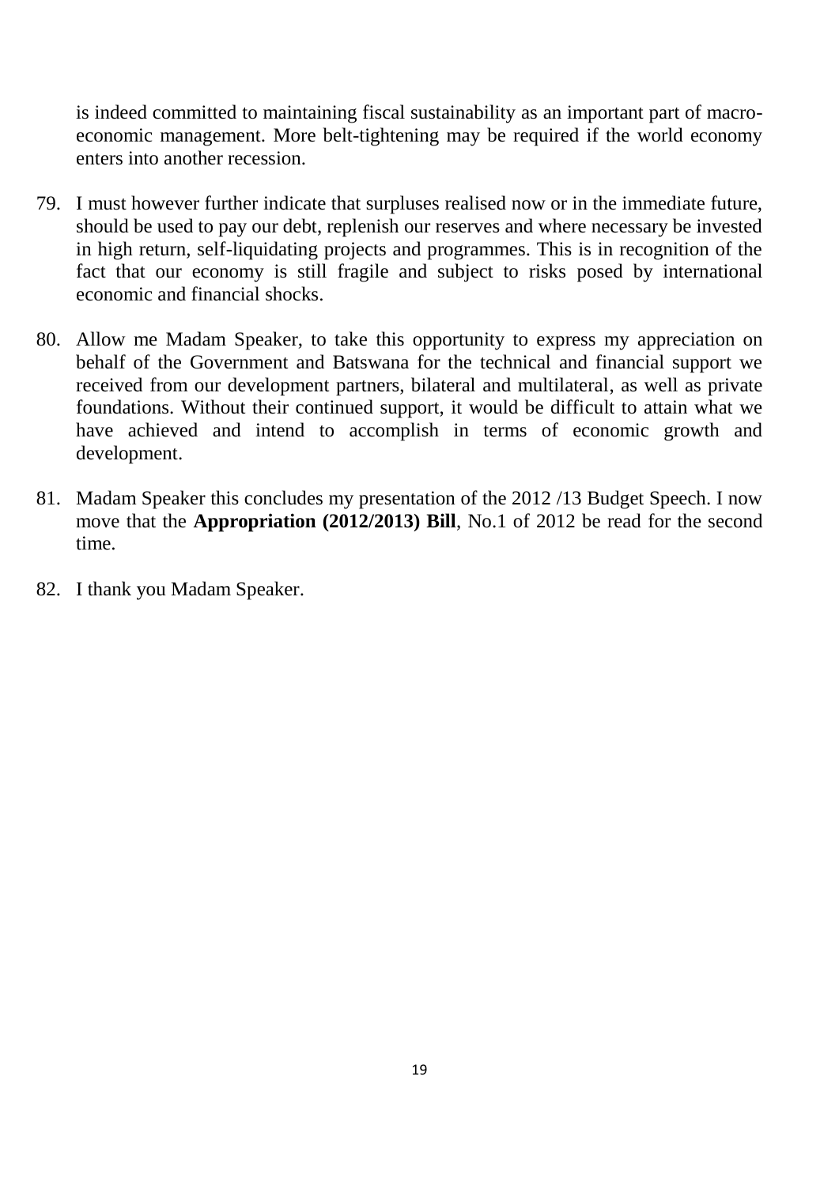is indeed committed to maintaining fiscal sustainability as an important part of macro-economic management. More belt-tightening may be required if the world economy enters into another recession.

79. I must however further indicate that surpluses realised now or in the immediate future, should be used to pay our debt, replenish our reserves and where necessary be invested in high return, self-liquidating projects and programmes. This is in recognition of the fact that our economy is still fragile and subject to risks posed by international economic and financial shocks.

80. Allow me Madam Speaker, to take this opportunity to express my appreciation on behalf of the Government and Batswana for the technical and financial support we received from our development partners, bilateral and multilateral, as well as private foundations. Without their continued support, it would be difficult to attain what we have achieved and intend to accomplish in terms of economic growth and development.

81. Madam Speaker this concludes my presentation of the 2012 /13 Budget Speech. I now move that the **Appropriation (2012/2013) Bill**, No.1 of 2012 be read for the second time.

82. I thank you Madam Speaker.